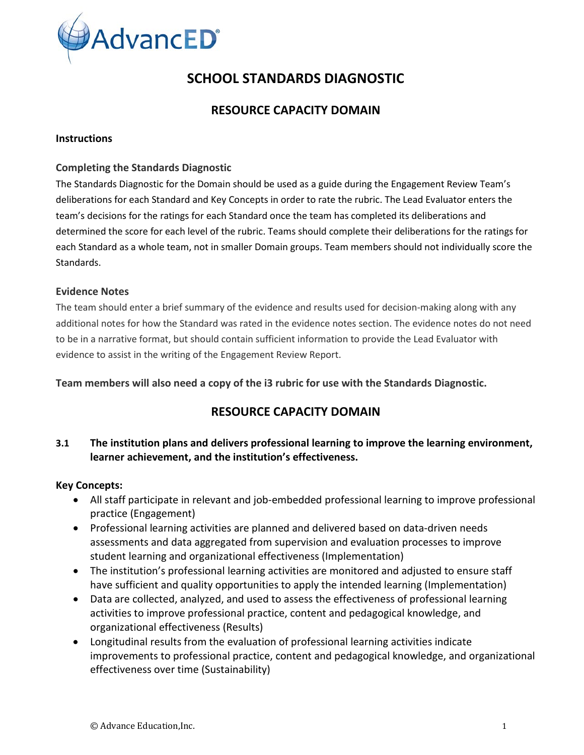# SCHOOL STANDARDS DIAGNOSTIC

## RESOURCE CAPACITY DOMAIN

**Instructions**

### Completing the Standards Diagnostic

The Standards Diagnostic for the Domain should be used as a guide during the Engagement Review Team's deliberations for each Standard and Key Concepts in order to rate the rubric. The Lead Evaluator enters the team's decisions for the ratings for each Standard once the team has completed its deliberations and determined the score for each level of the rubric. Teams should complete their deliberations for the ratings for each Standard as a whole team, not in smaller Domain groups. Team members should not individually score the Standards.

### Evidence Notes

The team should enter a brief summary of the evidence and results used for decision-making along with any additional notes for how the Standard was rated in the evidence notes section. The evidence notes do not need to be in a narrative format, but should contain sufficient information to provide the Lead Evaluator with evidence to assist in the writing of the Engagement Review Report.

**Team members will also need a copy of the i3 rubric for use with the Standards Diagnostic.**

## RESOURCE CAPACITY DOMAIN

**3.1 The institution plans and delivers professional learning to improve the learning environment, learner achievement, and the institution's effectiveness.**

**Key Concepts:**

- All staff participate in relevant and job-embedded professional learning to improve professional practice (Engagement)
- Professional learning activities are planned and delivered based on data-driven needs assessments and data aggregated from supervision and evaluation processes to improve student learning and organizational effectiveness (Implementation)
- The institution's professional learning activities are monitored and adjusted to ensure staff have sufficient and quality opportunities to apply the intended learning (Implementation)
- Data are collected, analyzed, and used to assess the effectiveness of professional learning activities to improve professional practice, content and pedagogical knowledge, and organizational effectiveness (Results)
- Longitudinal results from the evaluation of professional learning activities indicate improvements to professional practice, content and pedagogical knowledge, and organizational effectiveness over time (Sustainability)

© Advance Education,Inc.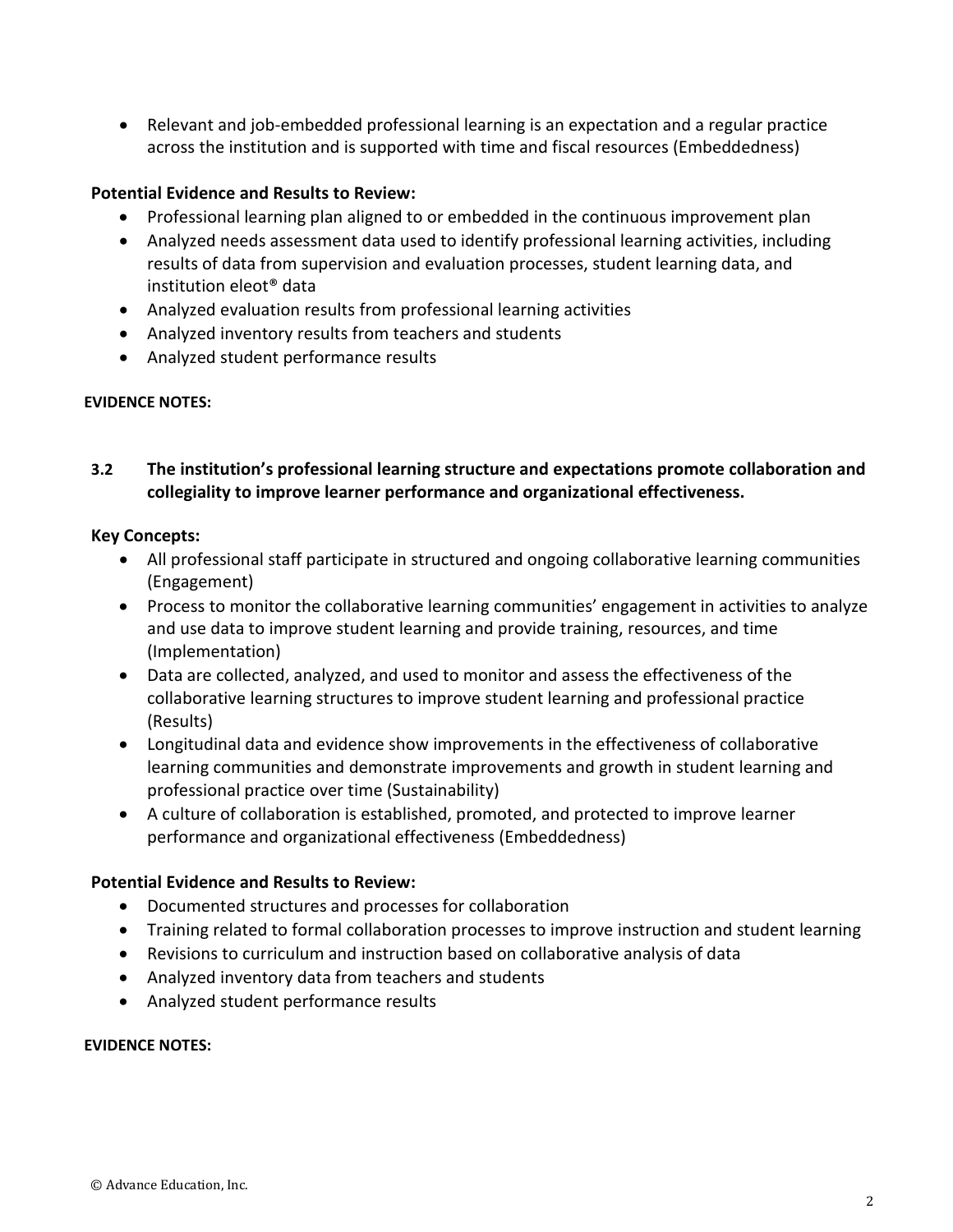- Relevant and job-embedded professional learning is an expectation and a regular practice across the institution and is supported with time and fiscal resources (Embeddedness)

**Potential Evidence and Results to Review:**

- Professional learning plan aligned to or embedded in the continuous improvement plan
- Analyzed needs assessment data used to identify professional learning activities, including results of data from supervision and evaluation processes, student learning data, and institution eleot® data
- Analyzed evaluation results from professional learning activities
- Analyzed inventory results from teachers and students
- Analyzed student performance results

**EVIDENCE NOTES:**

### 3.2 The institution's professional learning structure and expectations promote collaboration and collegiality to improve learner performance and organizational effectiveness.

**Key Concepts:**

- All professional staff participate in structured and ongoing collaborative learning communities (Engagement)
- Process to monitor the collaborative learning communities' engagement in activities to analyze and use data to improve student learning and provide training, resources, and time (Implementation)
- Data are collected, analyzed, and used to monitor and assess the effectiveness of the collaborative learning structures to improve student learning and professional practice (Results)
- Longitudinal data and evidence show improvements in the effectiveness of collaborative learning communities and demonstrate improvements and growth in student learning and professional practice over time (Sustainability)
- A culture of collaboration is established, promoted, and protected to improve learner performance and organizational effectiveness (Embeddedness)

**Potential Evidence and Results to Review:**

- Documented structures and processes for collaboration
- Training related to formal collaboration processes to improve instruction and student learning
- Revisions to curriculum and instruction based on collaborative analysis of data
- Analyzed inventory data from teachers and students
- Analyzed student performance results

**EVIDENCE NOTES:**

© Advance Education, Inc.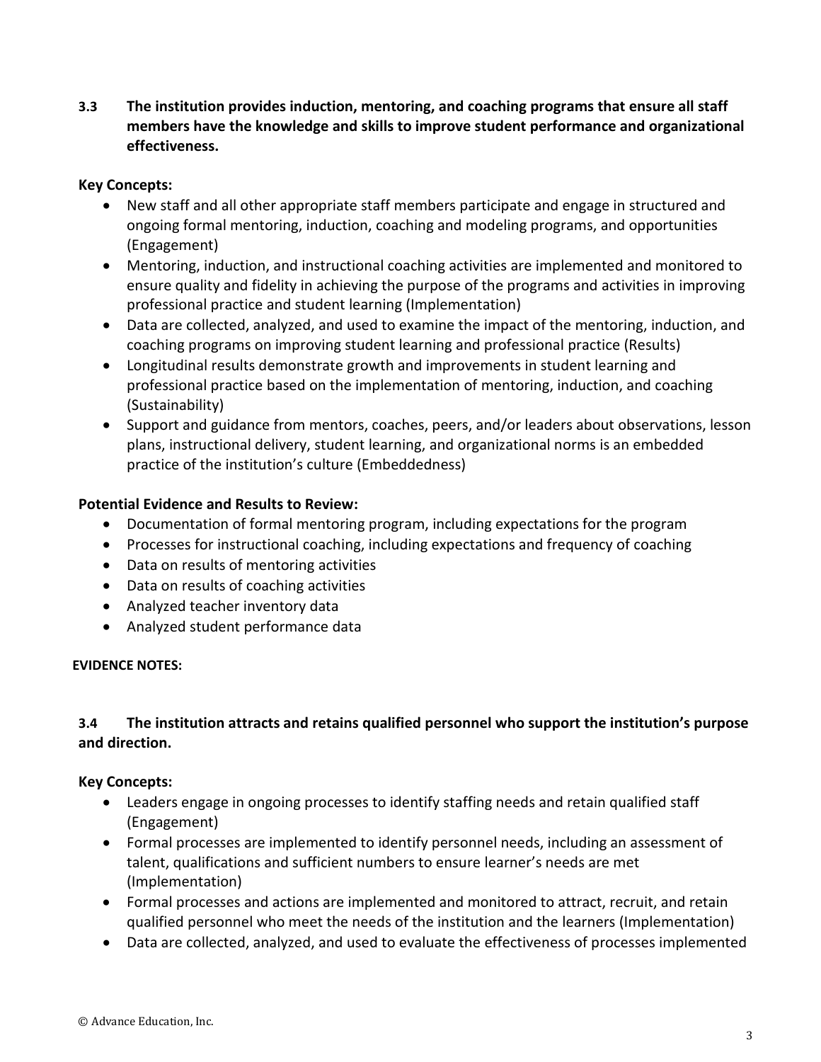**3.3 The institution provides induction, mentoring, and coaching programs that ensure all staff members have the knowledge and skills to improve student performance and organizational effectiveness.**

**Key Concepts:**

- New staff and all other appropriate staff members participate and engage in structured and ongoing formal mentoring, induction, coaching and modeling programs, and opportunities (Engagement)
- Mentoring, induction, and instructional coaching activities are implemented and monitored to ensure quality and fidelity in achieving the purpose of the programs and activities in improving professional practice and student learning (Implementation)
- Data are collected, analyzed, and used to examine the impact of the mentoring, induction, and coaching programs on improving student learning and professional practice (Results)
- Longitudinal results demonstrate growth and improvements in student learning and professional practice based on the implementation of mentoring, induction, and coaching (Sustainability)
- Support and guidance from mentors, coaches, peers, and/or leaders about observations, lesson plans, instructional delivery, student learning, and organizational norms is an embedded practice of the institution's culture (Embeddedness)

**Potential Evidence and Results to Review:**

- Documentation of formal mentoring program, including expectations for the program
- Processes for instructional coaching, including expectations and frequency of coaching
- Data on results of mentoring activities
- Data on results of coaching activities
- Analyzed teacher inventory data
- Analyzed student performance data

**EVIDENCE NOTES:**

**3.4 The institution attracts and retains qualified personnel who support the institution's purpose and direction.**

**Key Concepts:**

- Leaders engage in ongoing processes to identify staffing needs and retain qualified staff (Engagement)
- Formal processes are implemented to identify personnel needs, including an assessment of talent, qualifications and sufficient numbers to ensure learner's needs are met (Implementation)
- Formal processes and actions are implemented and monitored to attract, recruit, and retain qualified personnel who meet the needs of the institution and the learners (Implementation)
- Data are collected, analyzed, and used to evaluate the effectiveness of processes implemented

© Advance Education, Inc.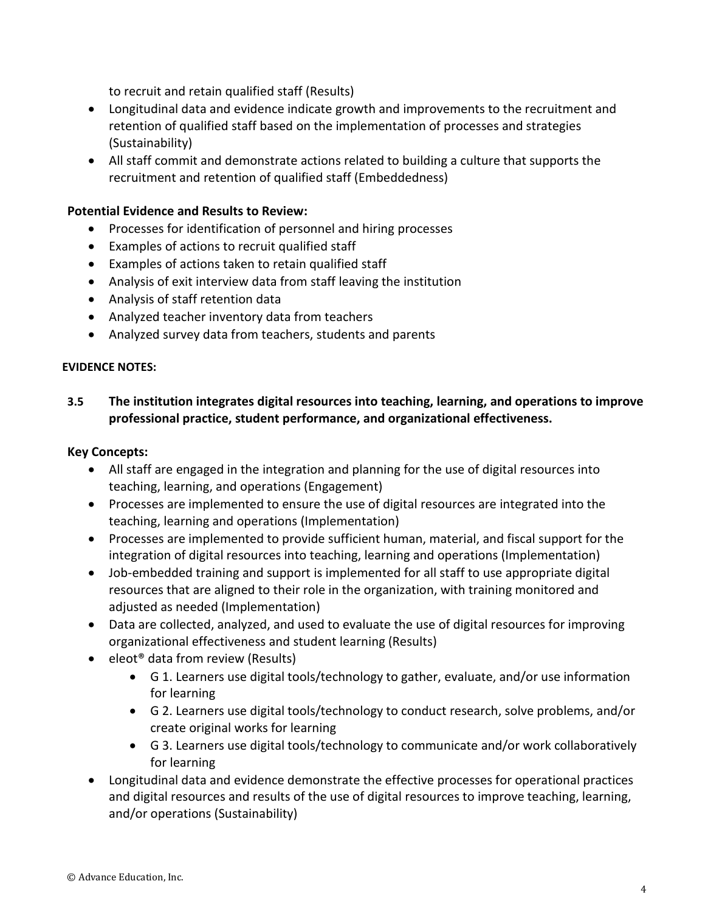to recruit and retain qualified staff (Results)
- Longitudinal data and evidence indicate growth and improvements to the recruitment and retention of qualified staff based on the implementation of processes and strategies (Sustainability)
- All staff commit and demonstrate actions related to building a culture that supports the recruitment and retention of qualified staff (Embeddedness)

**Potential Evidence and Results to Review:**

- Processes for identification of personnel and hiring processes
- Examples of actions to recruit qualified staff
- Examples of actions taken to retain qualified staff
- Analysis of exit interview data from staff leaving the institution
- Analysis of staff retention data
- Analyzed teacher inventory data from teachers
- Analyzed survey data from teachers, students and parents

**EVIDENCE NOTES:**

**3.5 The institution integrates digital resources into teaching, learning, and operations to improve professional practice, student performance, and organizational effectiveness.**

**Key Concepts:**

- All staff are engaged in the integration and planning for the use of digital resources into teaching, learning, and operations (Engagement)
- Processes are implemented to ensure the use of digital resources are integrated into the teaching, learning and operations (Implementation)
- Processes are implemented to provide sufficient human, material, and fiscal support for the integration of digital resources into teaching, learning and operations (Implementation)
- Job-embedded training and support is implemented for all staff to use appropriate digital resources that are aligned to their role in the organization, with training monitored and adjusted as needed (Implementation)
- Data are collected, analyzed, and used to evaluate the use of digital resources for improving organizational effectiveness and student learning (Results)
- eleot® data from review (Results)
    - G 1. Learners use digital tools/technology to gather, evaluate, and/or use information for learning
    - G 2. Learners use digital tools/technology to conduct research, solve problems, and/or create original works for learning
    - G 3. Learners use digital tools/technology to communicate and/or work collaboratively for learning
- Longitudinal data and evidence demonstrate the effective processes for operational practices and digital resources and results of the use of digital resources to improve teaching, learning, and/or operations (Sustainability)

© Advance Education, Inc.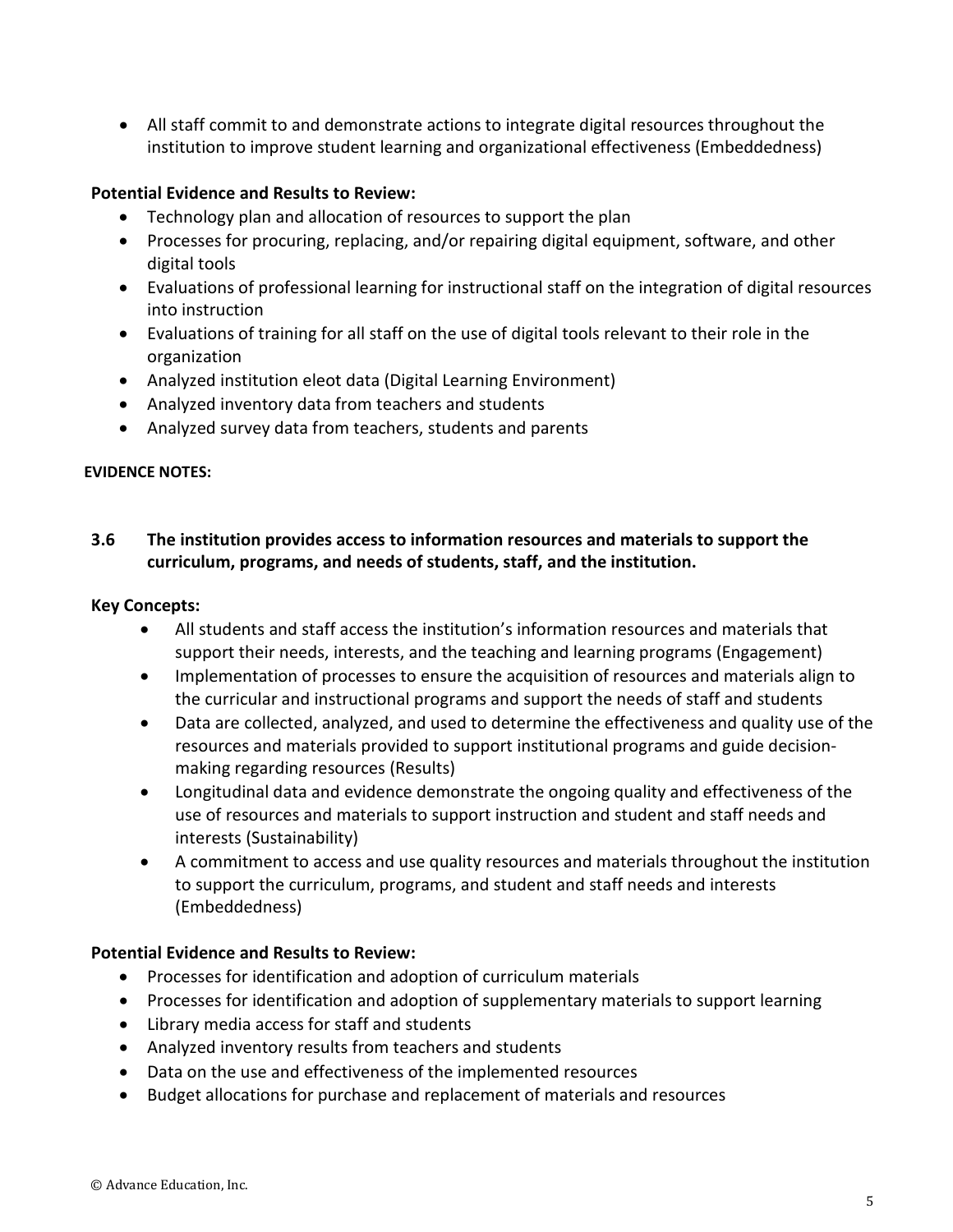- All staff commit to and demonstrate actions to integrate digital resources throughout the institution to improve student learning and organizational effectiveness (Embeddedness)

**Potential Evidence and Results to Review:**

- Technology plan and allocation of resources to support the plan
- Processes for procuring, replacing, and/or repairing digital equipment, software, and other digital tools
- Evaluations of professional learning for instructional staff on the integration of digital resources into instruction
- Evaluations of training for all staff on the use of digital tools relevant to their role in the organization
- Analyzed institution eleot data (Digital Learning Environment)
- Analyzed inventory data from teachers and students
- Analyzed survey data from teachers, students and parents

**EVIDENCE NOTES:**

**3.6 The institution provides access to information resources and materials to support the curriculum, programs, and needs of students, staff, and the institution.**

**Key Concepts:**

- All students and staff access the institution's information resources and materials that support their needs, interests, and the teaching and learning programs (Engagement)
- Implementation of processes to ensure the acquisition of resources and materials align to the curricular and instructional programs and support the needs of staff and students
- Data are collected, analyzed, and used to determine the effectiveness and quality use of the resources and materials provided to support institutional programs and guide decision-making regarding resources (Results)
- Longitudinal data and evidence demonstrate the ongoing quality and effectiveness of the use of resources and materials to support instruction and student and staff needs and interests (Sustainability)
- A commitment to access and use quality resources and materials throughout the institution to support the curriculum, programs, and student and staff needs and interests (Embeddedness)

**Potential Evidence and Results to Review:**

- Processes for identification and adoption of curriculum materials
- Processes for identification and adoption of supplementary materials to support learning
- Library media access for staff and students
- Analyzed inventory results from teachers and students
- Data on the use and effectiveness of the implemented resources
- Budget allocations for purchase and replacement of materials and resources

© Advance Education, Inc.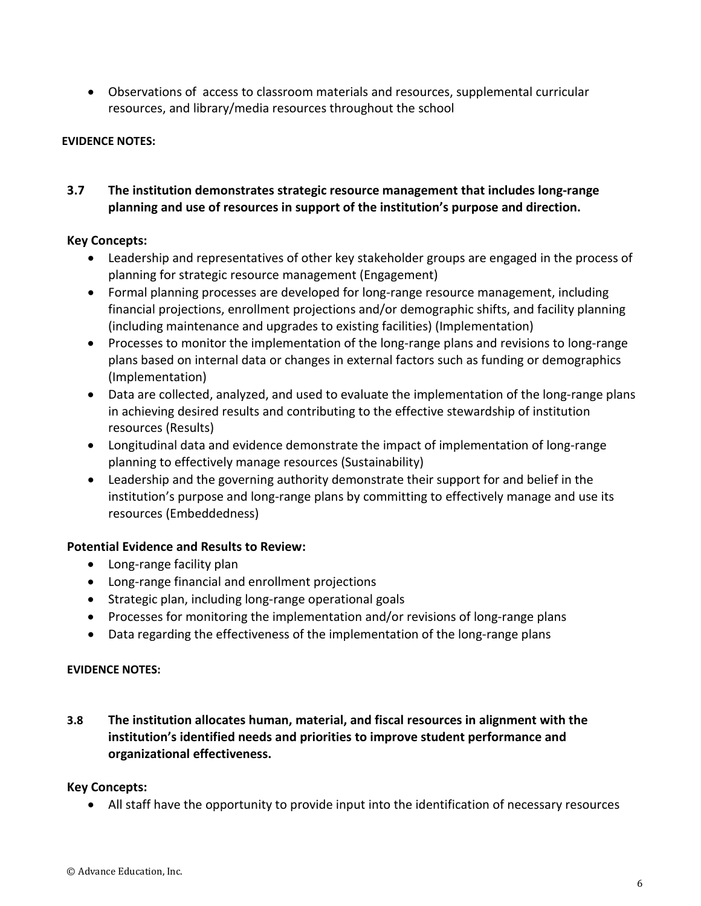- Observations of  access to classroom materials and resources, supplemental curricular resources, and library/media resources throughout the school

**EVIDENCE NOTES:**

### 3.7 The institution demonstrates strategic resource management that includes long-range planning and use of resources in support of the institution's purpose and direction.

**Key Concepts:**

- Leadership and representatives of other key stakeholder groups are engaged in the process of planning for strategic resource management (Engagement)
- Formal planning processes are developed for long-range resource management, including financial projections, enrollment projections and/or demographic shifts, and facility planning (including maintenance and upgrades to existing facilities) (Implementation)
- Processes to monitor the implementation of the long-range plans and revisions to long-range plans based on internal data or changes in external factors such as funding or demographics (Implementation)
- Data are collected, analyzed, and used to evaluate the implementation of the long-range plans in achieving desired results and contributing to the effective stewardship of institution resources (Results)
- Longitudinal data and evidence demonstrate the impact of implementation of long-range planning to effectively manage resources (Sustainability)
- Leadership and the governing authority demonstrate their support for and belief in the institution's purpose and long-range plans by committing to effectively manage and use its resources (Embeddedness)

**Potential Evidence and Results to Review:**

- Long-range facility plan
- Long-range financial and enrollment projections
- Strategic plan, including long-range operational goals
- Processes for monitoring the implementation and/or revisions of long-range plans
- Data regarding the effectiveness of the implementation of the long-range plans

**EVIDENCE NOTES:**

### 3.8 The institution allocates human, material, and fiscal resources in alignment with the institution's identified needs and priorities to improve student performance and organizational effectiveness.

**Key Concepts:**

- All staff have the opportunity to provide input into the identification of necessary resources

© Advance Education, Inc.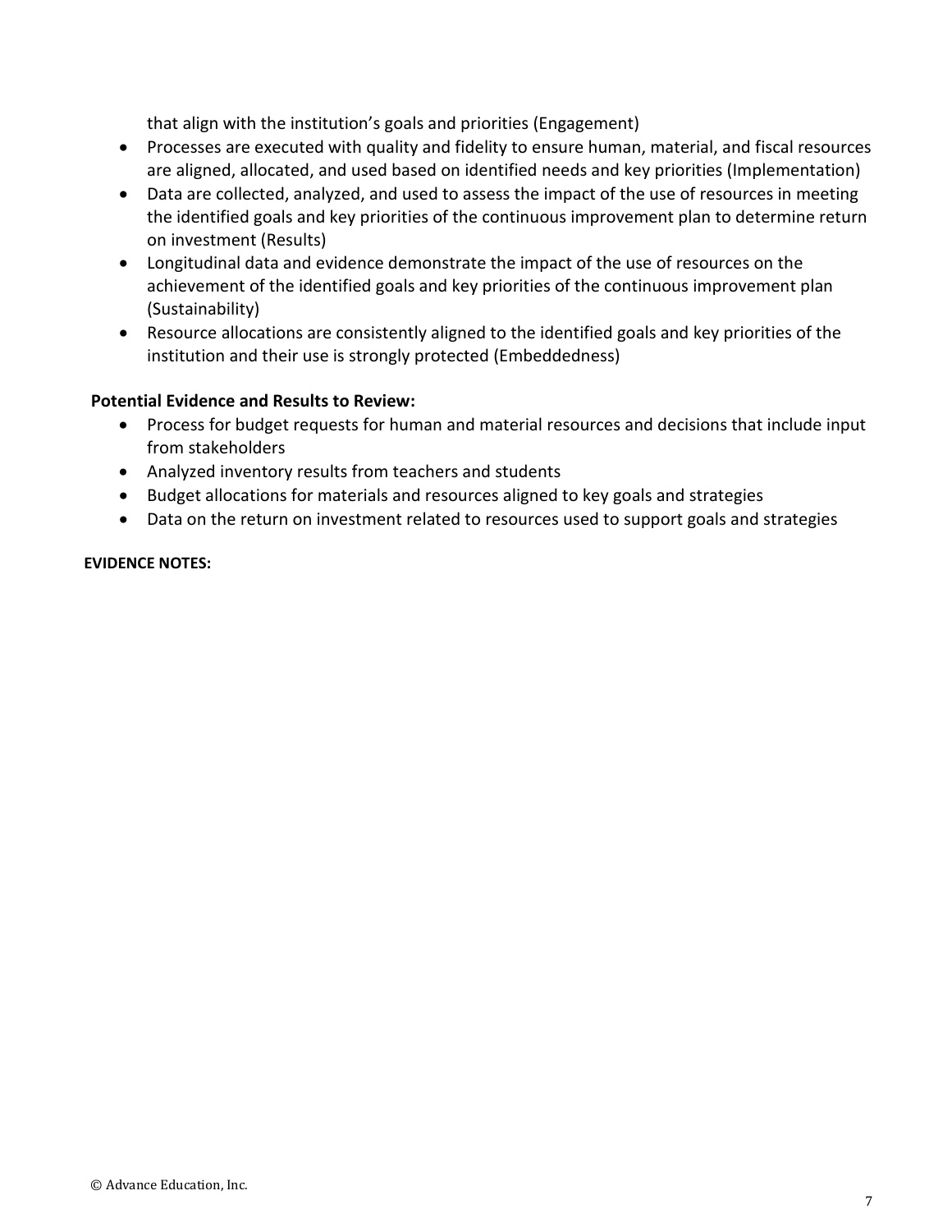that align with the institution's goals and priorities (Engagement)

- Processes are executed with quality and fidelity to ensure human, material, and fiscal resources are aligned, allocated, and used based on identified needs and key priorities (Implementation)
- Data are collected, analyzed, and used to assess the impact of the use of resources in meeting the identified goals and key priorities of the continuous improvement plan to determine return on investment (Results)
- Longitudinal data and evidence demonstrate the impact of the use of resources on the achievement of the identified goals and key priorities of the continuous improvement plan (Sustainability)
- Resource allocations are consistently aligned to the identified goals and key priorities of the institution and their use is strongly protected (Embeddedness)

**Potential Evidence and Results to Review:**

- Process for budget requests for human and material resources and decisions that include input from stakeholders
- Analyzed inventory results from teachers and students
- Budget allocations for materials and resources aligned to key goals and strategies
- Data on the return on investment related to resources used to support goals and strategies

**EVIDENCE NOTES:**

© Advance Education, Inc.